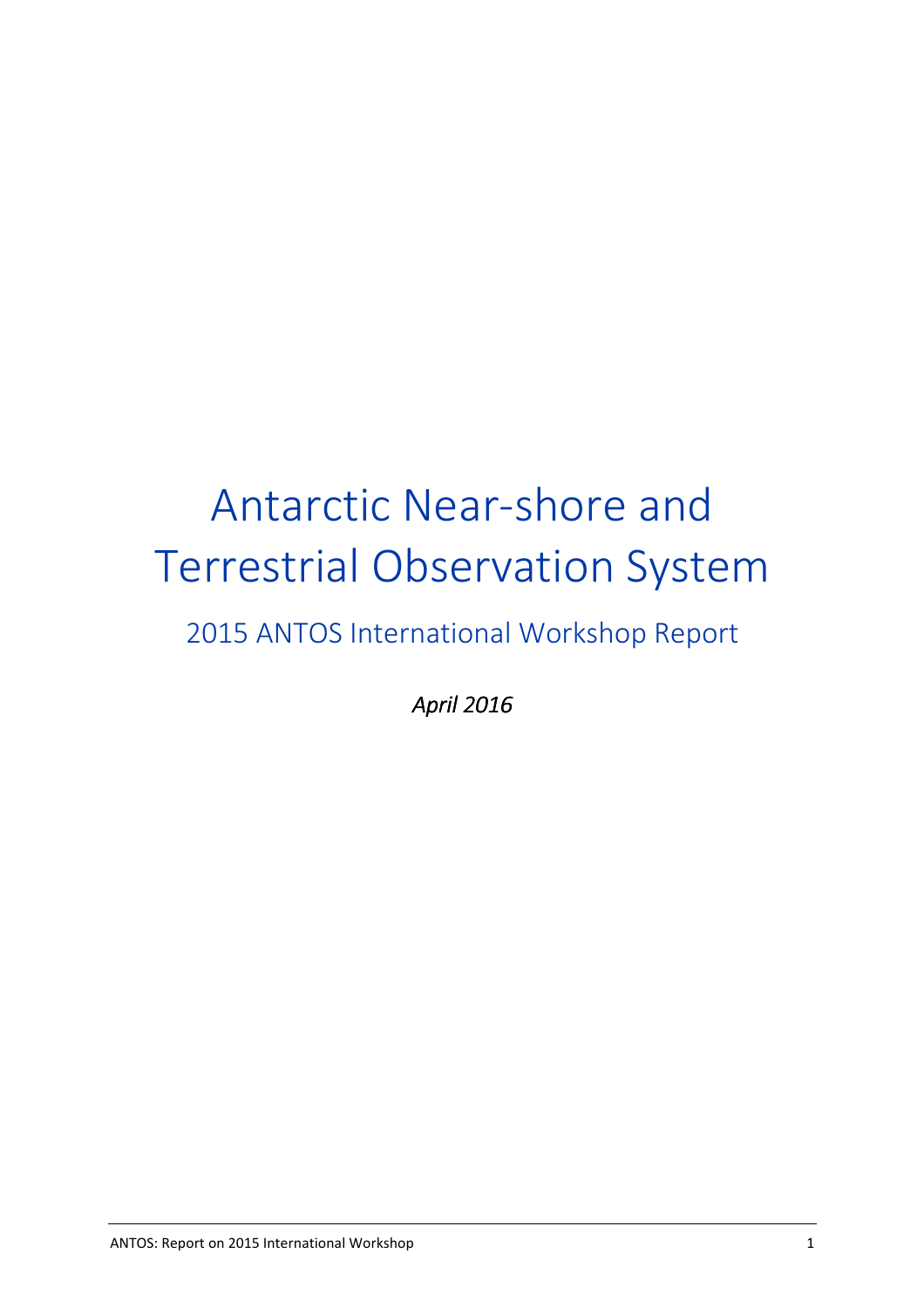# Antarctic Near-shore and Terrestrial Observation System

## 2015 ANTOS International Workshop Report

*April 2016*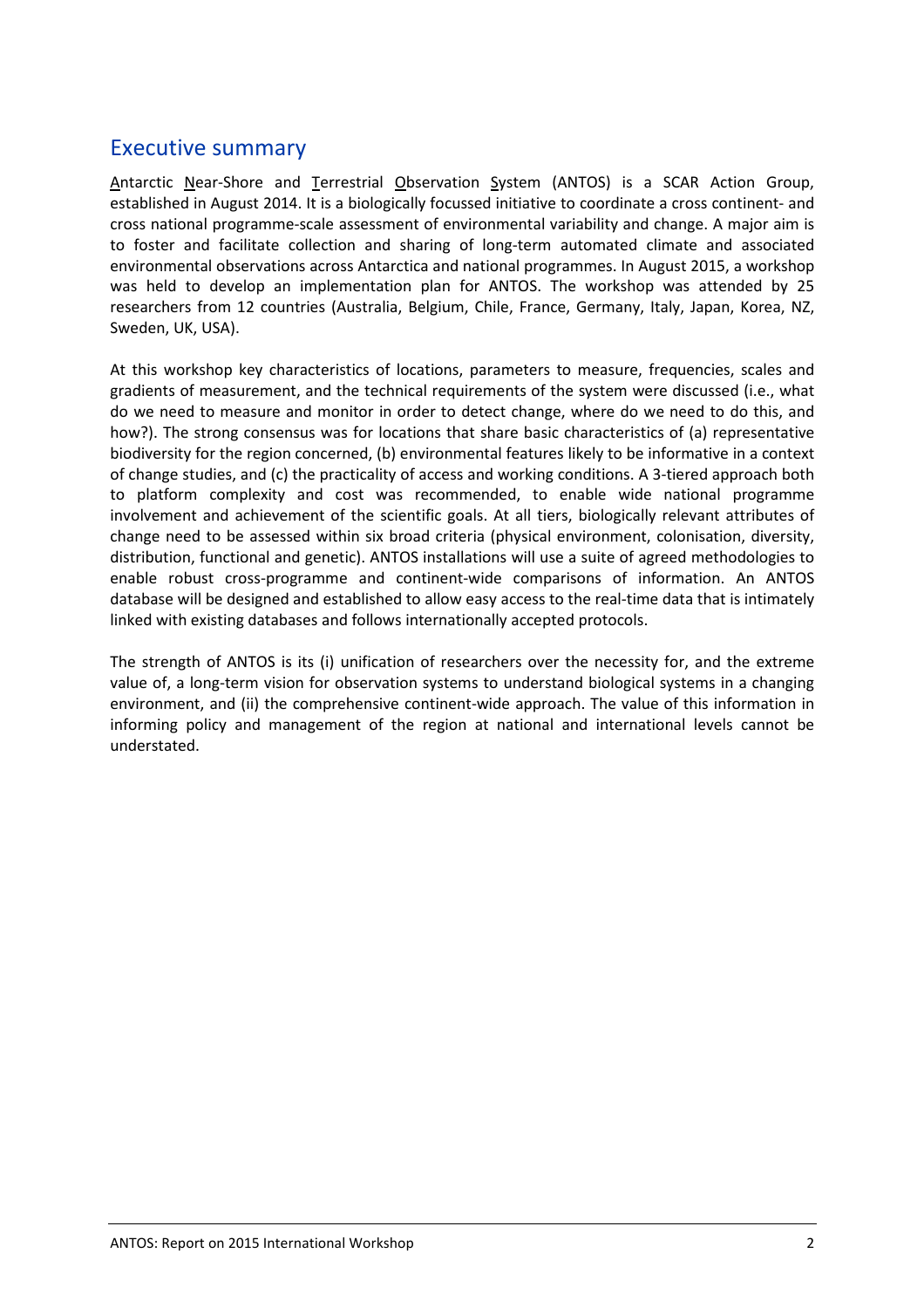## Executive summary

Antarctic Near-Shore and Terrestrial Observation System (ANTOS) is a SCAR Action Group, established in August 2014. It is a biologically focussed initiative to coordinate a cross continent- and cross national programme-scale assessment of environmental variability and change. A major aim is to foster and facilitate collection and sharing of long-term automated climate and associated environmental observations across Antarctica and national programmes. In August 2015, a workshop was held to develop an implementation plan for ANTOS. The workshop was attended by 25 researchers from 12 countries (Australia, Belgium, Chile, France, Germany, Italy, Japan, Korea, NZ, Sweden, UK, USA).

At this workshop key characteristics of locations, parameters to measure, frequencies, scales and gradients of measurement, and the technical requirements of the system were discussed (i.e., what do we need to measure and monitor in order to detect change, where do we need to do this, and how?). The strong consensus was for locations that share basic characteristics of (a) representative biodiversity for the region concerned, (b) environmental features likely to be informative in a context of change studies, and (c) the practicality of access and working conditions. A 3-tiered approach both to platform complexity and cost was recommended, to enable wide national programme involvement and achievement of the scientific goals. At all tiers, biologically relevant attributes of change need to be assessed within six broad criteria (physical environment, colonisation, diversity, distribution, functional and genetic). ANTOS installations will use a suite of agreed methodologies to enable robust cross-programme and continent-wide comparisons of information. An ANTOS database will be designed and established to allow easy access to the real-time data that is intimately linked with existing databases and follows internationally accepted protocols.

The strength of ANTOS is its (i) unification of researchers over the necessity for, and the extreme value of, a long-term vision for observation systems to understand biological systems in a changing environment, and (ii) the comprehensive continent-wide approach. The value of this information in informing policy and management of the region at national and international levels cannot be understated.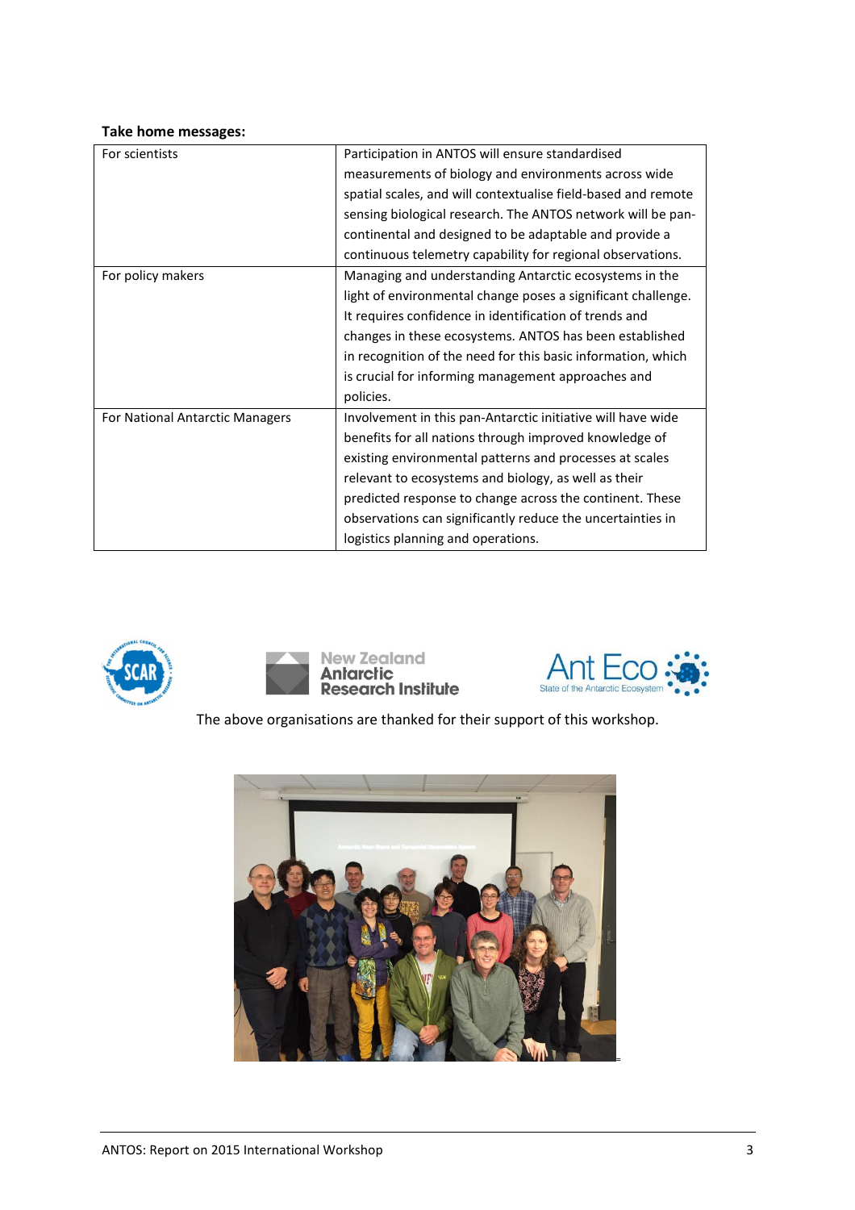**Take home messages:**

| For scientists | Participation in ANTOS will ensure standardised measurements of biology and environments across wide spatial scales, and will contextualise field-based and remote sensing biological research. The ANTOS network will be pan-continental and designed to be adaptable and provide a continuous telemetry capability for regional observations. |
|---|---|
| For policy makers | Managing and understanding Antarctic ecosystems in the light of environmental change poses a significant challenge. It requires confidence in identification of trends and changes in these ecosystems. ANTOS has been established in recognition of the need for this basic information, which is crucial for informing management approaches and policies. |
| For National Antarctic Managers | Involvement in this pan-Antarctic initiative will have wide benefits for all nations through improved knowledge of existing environmental patterns and processes at scales relevant to ecosystems and biology, as well as their predicted response to change across the continent. These observations can significantly reduce the uncertainties in logistics planning and operations. |

The above organisations are thanked for their support of this workshop.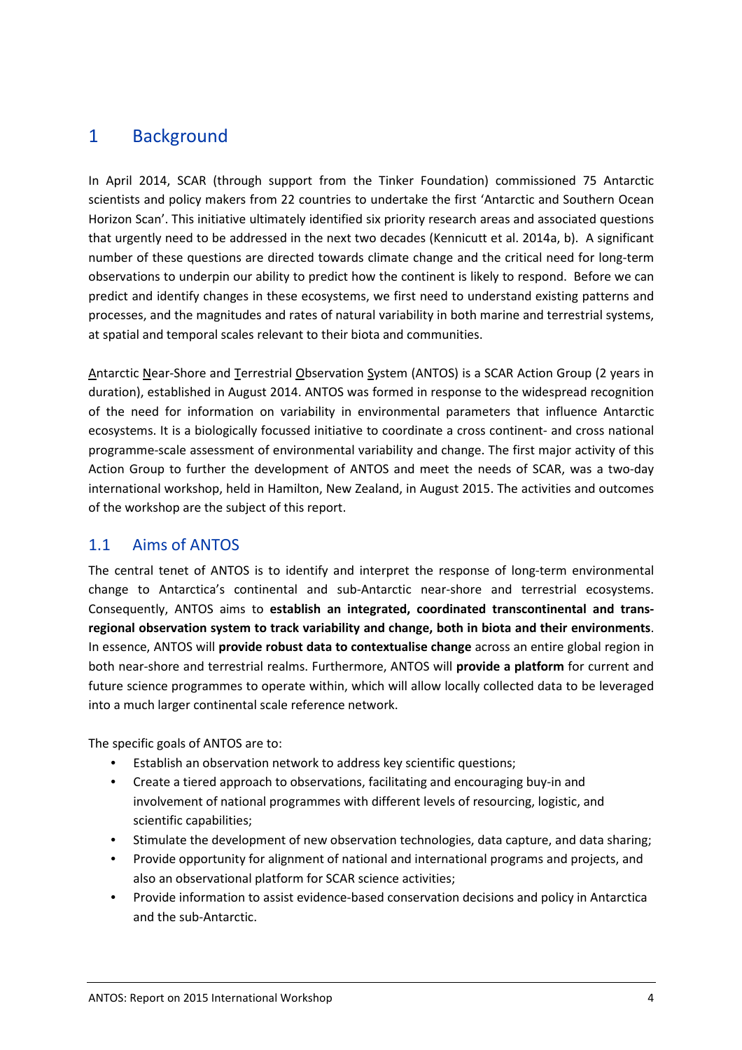# 1 Background

In April 2014, SCAR (through support from the Tinker Foundation) commissioned 75 Antarctic scientists and policy makers from 22 countries to undertake the first 'Antarctic and Southern Ocean Horizon Scan'. This initiative ultimately identified six priority research areas and associated questions that urgently need to be addressed in the next two decades (Kennicutt et al. 2014a, b). A significant number of these questions are directed towards climate change and the critical need for long-term observations to underpin our ability to predict how the continent is likely to respond. Before we can predict and identify changes in these ecosystems, we first need to understand existing patterns and processes, and the magnitudes and rates of natural variability in both marine and terrestrial systems, at spatial and temporal scales relevant to their biota and communities.

Antarctic Near-Shore and Terrestrial Observation System (ANTOS) is a SCAR Action Group (2 years in duration), established in August 2014. ANTOS was formed in response to the widespread recognition of the need for information on variability in environmental parameters that influence Antarctic ecosystems. It is a biologically focussed initiative to coordinate a cross continent- and cross national programme-scale assessment of environmental variability and change. The first major activity of this Action Group to further the development of ANTOS and meet the needs of SCAR, was a two-day international workshop, held in Hamilton, New Zealand, in August 2015. The activities and outcomes of the workshop are the subject of this report.

## 1.1 Aims of ANTOS

The central tenet of ANTOS is to identify and interpret the response of long-term environmental change to Antarctica's continental and sub-Antarctic near-shore and terrestrial ecosystems. Consequently, ANTOS aims to **establish an integrated, coordinated transcontinental and trans-regional observation system to track variability and change, both in biota and their environments**. In essence, ANTOS will **provide robust data to contextualise change** across an entire global region in both near-shore and terrestrial realms. Furthermore, ANTOS will **provide a platform** for current and future science programmes to operate within, which will allow locally collected data to be leveraged into a much larger continental scale reference network.

The specific goals of ANTOS are to:

- Establish an observation network to address key scientific questions;
- Create a tiered approach to observations, facilitating and encouraging buy-in and involvement of national programmes with different levels of resourcing, logistic, and scientific capabilities;
- Stimulate the development of new observation technologies, data capture, and data sharing;
- Provide opportunity for alignment of national and international programs and projects, and also an observational platform for SCAR science activities;
- Provide information to assist evidence-based conservation decisions and policy in Antarctica and the sub-Antarctic.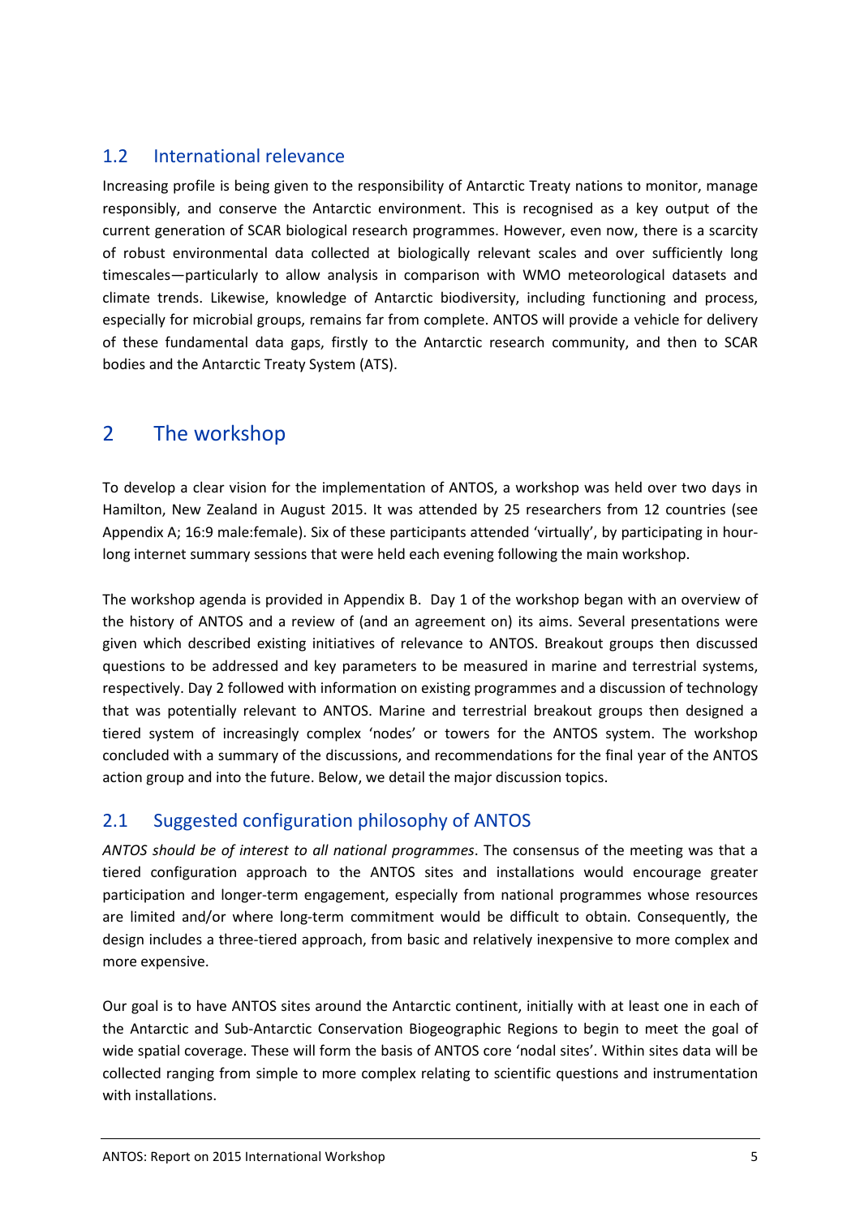## 1.2 International relevance

Increasing profile is being given to the responsibility of Antarctic Treaty nations to monitor, manage responsibly, and conserve the Antarctic environment. This is recognised as a key output of the current generation of SCAR biological research programmes. However, even now, there is a scarcity of robust environmental data collected at biologically relevant scales and over sufficiently long timescales—particularly to allow analysis in comparison with WMO meteorological datasets and climate trends. Likewise, knowledge of Antarctic biodiversity, including functioning and process, especially for microbial groups, remains far from complete. ANTOS will provide a vehicle for delivery of these fundamental data gaps, firstly to the Antarctic research community, and then to SCAR bodies and the Antarctic Treaty System (ATS).

# 2 The workshop

To develop a clear vision for the implementation of ANTOS, a workshop was held over two days in Hamilton, New Zealand in August 2015. It was attended by 25 researchers from 12 countries (see Appendix A; 16:9 male:female). Six of these participants attended 'virtually', by participating in hour-long internet summary sessions that were held each evening following the main workshop.

The workshop agenda is provided in Appendix B. Day 1 of the workshop began with an overview of the history of ANTOS and a review of (and an agreement on) its aims. Several presentations were given which described existing initiatives of relevance to ANTOS. Breakout groups then discussed questions to be addressed and key parameters to be measured in marine and terrestrial systems, respectively. Day 2 followed with information on existing programmes and a discussion of technology that was potentially relevant to ANTOS. Marine and terrestrial breakout groups then designed a tiered system of increasingly complex 'nodes' or towers for the ANTOS system. The workshop concluded with a summary of the discussions, and recommendations for the final year of the ANTOS action group and into the future. Below, we detail the major discussion topics.

## 2.1 Suggested configuration philosophy of ANTOS

*ANTOS should be of interest to all national programmes*. The consensus of the meeting was that a tiered configuration approach to the ANTOS sites and installations would encourage greater participation and longer-term engagement, especially from national programmes whose resources are limited and/or where long-term commitment would be difficult to obtain. Consequently, the design includes a three-tiered approach, from basic and relatively inexpensive to more complex and more expensive.

Our goal is to have ANTOS sites around the Antarctic continent, initially with at least one in each of the Antarctic and Sub-Antarctic Conservation Biogeographic Regions to begin to meet the goal of wide spatial coverage. These will form the basis of ANTOS core 'nodal sites'. Within sites data will be collected ranging from simple to more complex relating to scientific questions and instrumentation with installations.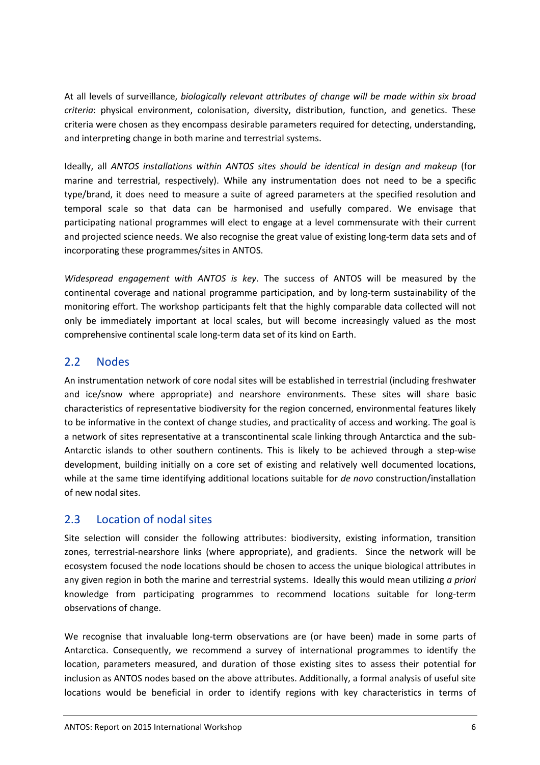At all levels of surveillance, *biologically relevant attributes of change will be made within six broad criteria*: physical environment, colonisation, diversity, distribution, function, and genetics. These criteria were chosen as they encompass desirable parameters required for detecting, understanding, and interpreting change in both marine and terrestrial systems.

Ideally, all *ANTOS installations within ANTOS sites should be identical in design and makeup* (for marine and terrestrial, respectively). While any instrumentation does not need to be a specific type/brand, it does need to measure a suite of agreed parameters at the specified resolution and temporal scale so that data can be harmonised and usefully compared. We envisage that participating national programmes will elect to engage at a level commensurate with their current and projected science needs. We also recognise the great value of existing long-term data sets and of incorporating these programmes/sites in ANTOS.

*Widespread engagement with ANTOS is key*. The success of ANTOS will be measured by the continental coverage and national programme participation, and by long-term sustainability of the monitoring effort. The workshop participants felt that the highly comparable data collected will not only be immediately important at local scales, but will become increasingly valued as the most comprehensive continental scale long-term data set of its kind on Earth.

## 2.2 Nodes

An instrumentation network of core nodal sites will be established in terrestrial (including freshwater and ice/snow where appropriate) and nearshore environments. These sites will share basic characteristics of representative biodiversity for the region concerned, environmental features likely to be informative in the context of change studies, and practicality of access and working. The goal is a network of sites representative at a transcontinental scale linking through Antarctica and the sub-Antarctic islands to other southern continents. This is likely to be achieved through a step-wise development, building initially on a core set of existing and relatively well documented locations, while at the same time identifying additional locations suitable for *de novo* construction/installation of new nodal sites.

## 2.3 Location of nodal sites

Site selection will consider the following attributes: biodiversity, existing information, transition zones, terrestrial-nearshore links (where appropriate), and gradients. Since the network will be ecosystem focused the node locations should be chosen to access the unique biological attributes in any given region in both the marine and terrestrial systems. Ideally this would mean utilizing *a priori* knowledge from participating programmes to recommend locations suitable for long-term observations of change.

We recognise that invaluable long-term observations are (or have been) made in some parts of Antarctica. Consequently, we recommend a survey of international programmes to identify the location, parameters measured, and duration of those existing sites to assess their potential for inclusion as ANTOS nodes based on the above attributes. Additionally, a formal analysis of useful site locations would be beneficial in order to identify regions with key characteristics in terms of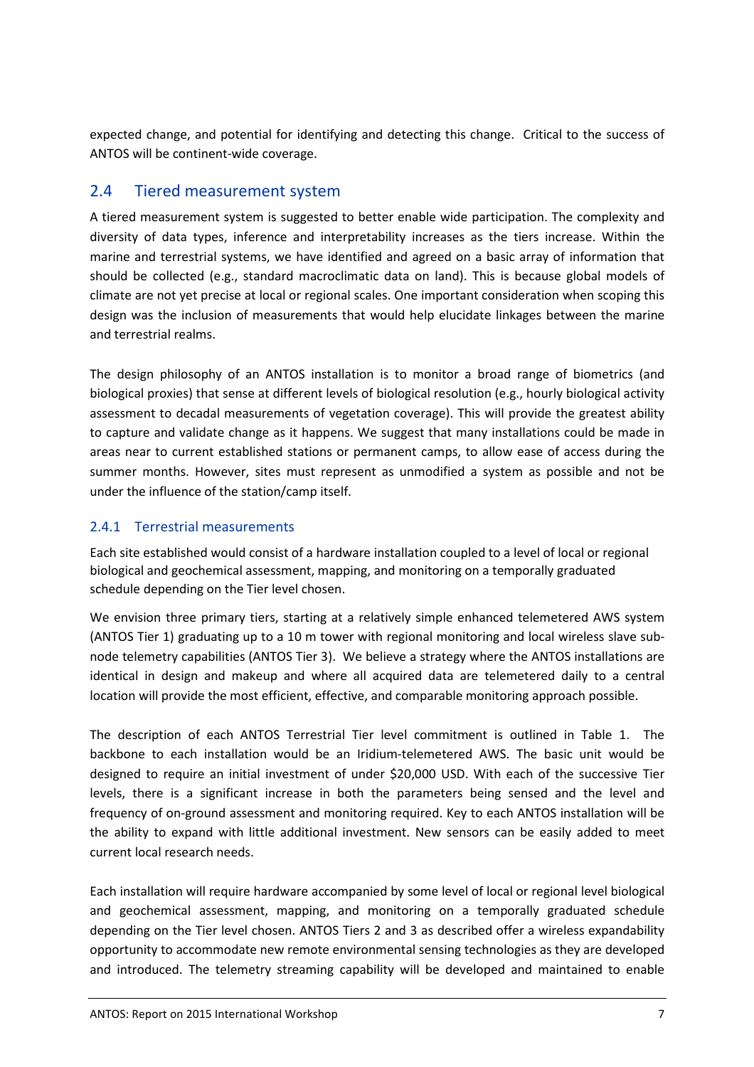expected change, and potential for identifying and detecting this change. Critical to the success of ANTOS will be continent-wide coverage.

## 2.4 Tiered measurement system

A tiered measurement system is suggested to better enable wide participation. The complexity and diversity of data types, inference and interpretability increases as the tiers increase. Within the marine and terrestrial systems, we have identified and agreed on a basic array of information that should be collected (e.g., standard macroclimatic data on land). This is because global models of climate are not yet precise at local or regional scales. One important consideration when scoping this design was the inclusion of measurements that would help elucidate linkages between the marine and terrestrial realms.

The design philosophy of an ANTOS installation is to monitor a broad range of biometrics (and biological proxies) that sense at different levels of biological resolution (e.g., hourly biological activity assessment to decadal measurements of vegetation coverage). This will provide the greatest ability to capture and validate change as it happens. We suggest that many installations could be made in areas near to current established stations or permanent camps, to allow ease of access during the summer months. However, sites must represent as unmodified a system as possible and not be under the influence of the station/camp itself.

### 2.4.1 Terrestrial measurements

Each site established would consist of a hardware installation coupled to a level of local or regional biological and geochemical assessment, mapping, and monitoring on a temporally graduated schedule depending on the Tier level chosen.

We envision three primary tiers, starting at a relatively simple enhanced telemetered AWS system (ANTOS Tier 1) graduating up to a 10 m tower with regional monitoring and local wireless slave sub-node telemetry capabilities (ANTOS Tier 3). We believe a strategy where the ANTOS installations are identical in design and makeup and where all acquired data are telemetered daily to a central location will provide the most efficient, effective, and comparable monitoring approach possible.

The description of each ANTOS Terrestrial Tier level commitment is outlined in Table 1. The backbone to each installation would be an Iridium-telemetered AWS. The basic unit would be designed to require an initial investment of under $20,000 USD. With each of the successive Tier levels, there is a significant increase in both the parameters being sensed and the level and frequency of on-ground assessment and monitoring required. Key to each ANTOS installation will be the ability to expand with little additional investment. New sensors can be easily added to meet current local research needs.

Each installation will require hardware accompanied by some level of local or regional level biological and geochemical assessment, mapping, and monitoring on a temporally graduated schedule depending on the Tier level chosen. ANTOS Tiers 2 and 3 as described offer a wireless expandability opportunity to accommodate new remote environmental sensing technologies as they are developed and introduced. The telemetry streaming capability will be developed and maintained to enable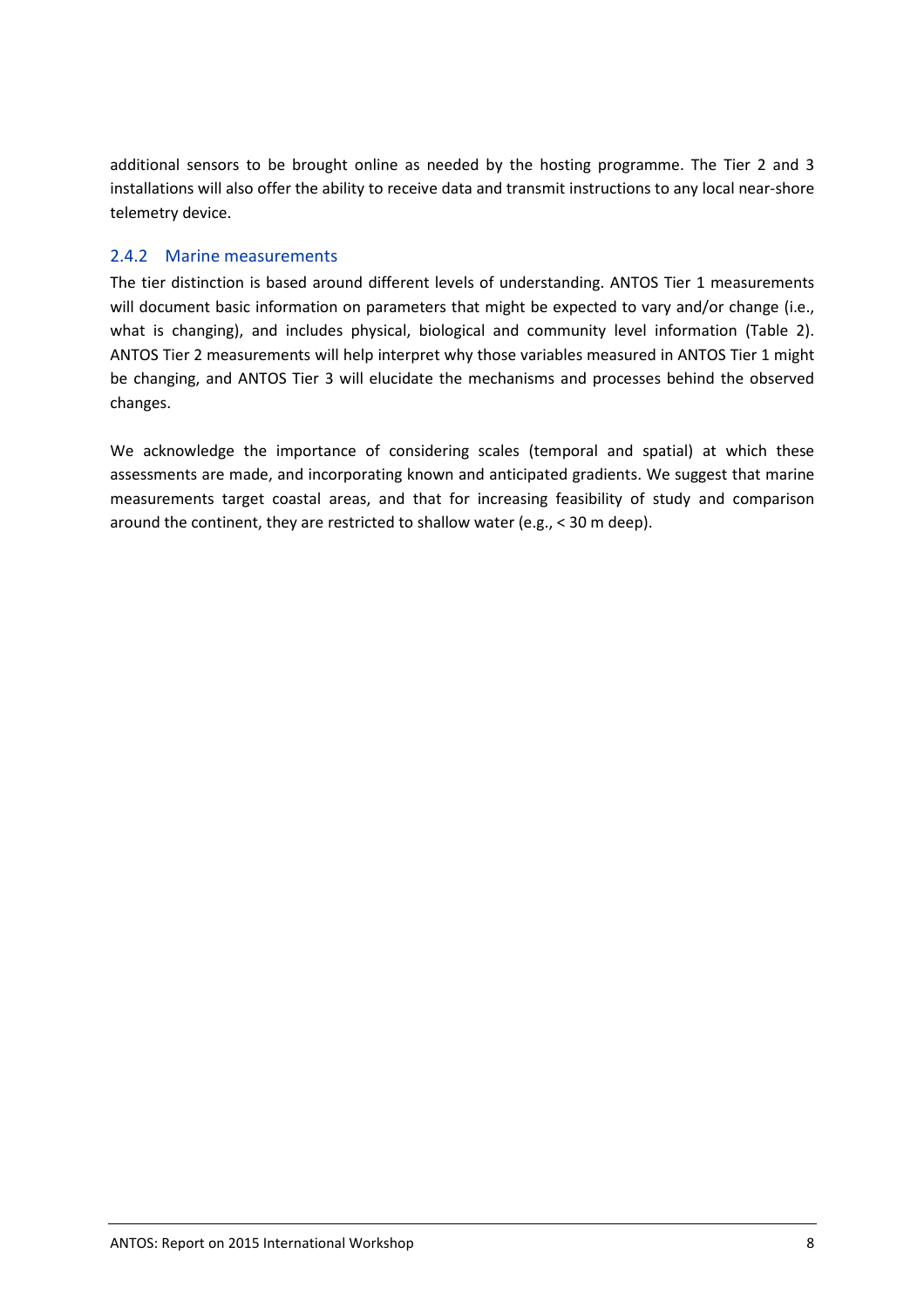additional sensors to be brought online as needed by the hosting programme. The Tier 2 and 3 installations will also offer the ability to receive data and transmit instructions to any local near-shore telemetry device.

### 2.4.2 Marine measurements

The tier distinction is based around different levels of understanding. ANTOS Tier 1 measurements will document basic information on parameters that might be expected to vary and/or change (i.e., what is changing), and includes physical, biological and community level information (Table 2). ANTOS Tier 2 measurements will help interpret why those variables measured in ANTOS Tier 1 might be changing, and ANTOS Tier 3 will elucidate the mechanisms and processes behind the observed changes.

We acknowledge the importance of considering scales (temporal and spatial) at which these assessments are made, and incorporating known and anticipated gradients. We suggest that marine measurements target coastal areas, and that for increasing feasibility of study and comparison around the continent, they are restricted to shallow water (e.g., < 30 m deep).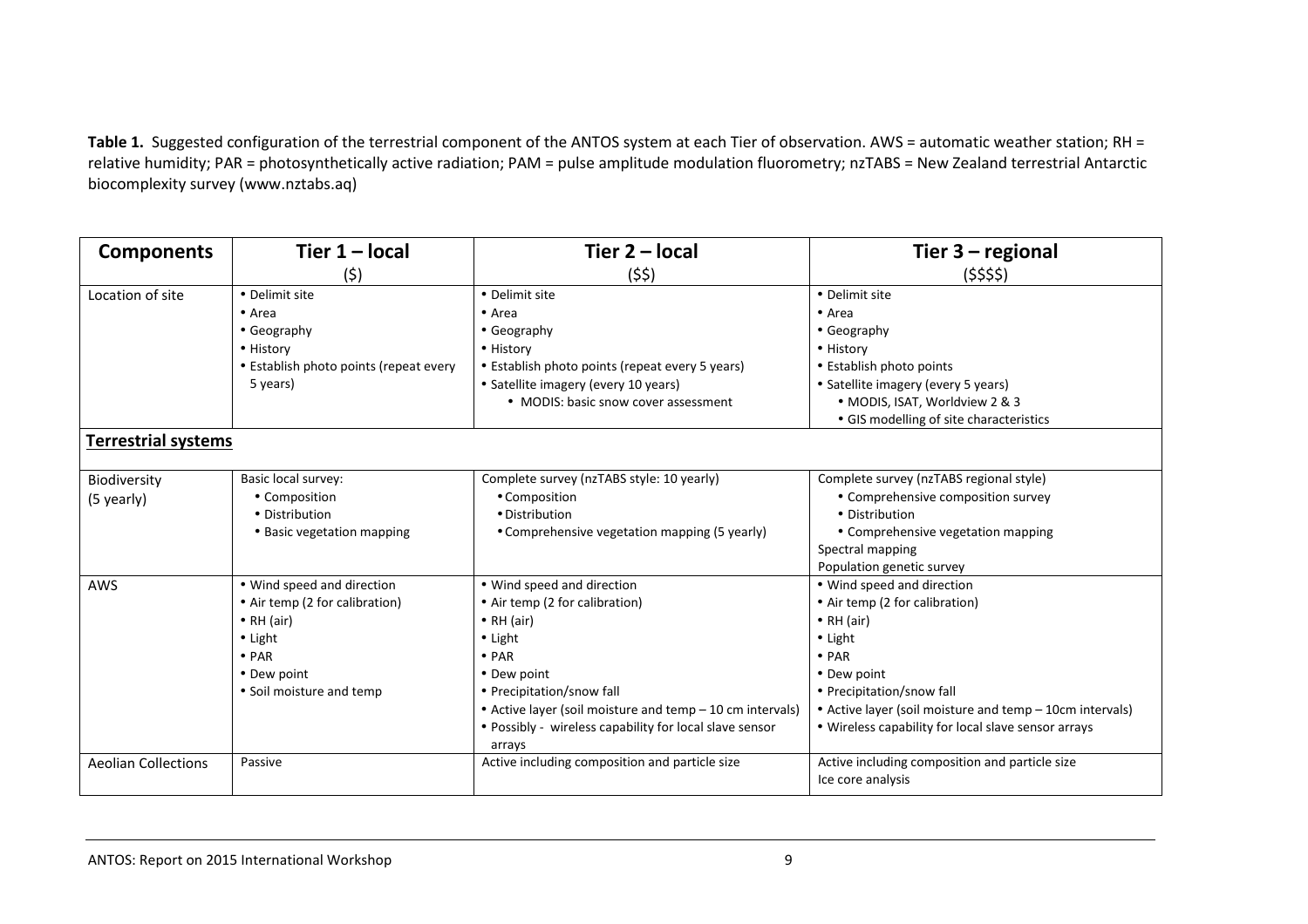**Table 1.** Suggested configuration of the terrestrial component of the ANTOS system at each Tier of observation. AWS = automatic weather station; RH = relative humidity; PAR = photosynthetically active radiation; PAM = pulse amplitude modulation fluorometry; nzTABS = New Zealand terrestrial Antarctic biocomplexity survey (www.nztabs.aq)

| Components | Tier 1 – local ($) | Tier 2 – local ($$) | Tier 3 – regional ($$$$) |
|---|---|---|---|
| Location of site | • Delimit site<br>• Area<br>• Geography<br>• History<br>• Establish photo points (repeat every 5 years) | • Delimit site<br>• Area<br>• Geography<br>• History<br>• Establish photo points (repeat every 5 years)<br>• Satellite imagery (every 10 years)<br>• MODIS: basic snow cover assessment | • Delimit site<br>• Area<br>• Geography<br>• History<br>• Establish photo points<br>• Satellite imagery (every 5 years)<br>• MODIS, ISAT, Worldview 2 & 3<br>• GIS modelling of site characteristics |
| **Terrestrial systems** | | | |
| Biodiversity (5 yearly) | Basic local survey:<br>• Composition<br>• Distribution<br>• Basic vegetation mapping | Complete survey (nzTABS style: 10 yearly)<br>• Composition<br>• Distribution<br>• Comprehensive vegetation mapping (5 yearly) | Complete survey (nzTABS regional style)<br>• Comprehensive composition survey<br>• Distribution<br>• Comprehensive vegetation mapping<br>Spectral mapping<br>Population genetic survey |
| AWS | • Wind speed and direction<br>• Air temp (2 for calibration)<br>• RH (air)<br>• Light<br>• PAR<br>• Dew point<br>• Soil moisture and temp | • Wind speed and direction<br>• Air temp (2 for calibration)<br>• RH (air)<br>• Light<br>• PAR<br>• Dew point<br>• Precipitation/snow fall<br>• Active layer (soil moisture and temp – 10 cm intervals)<br>• Possibly - wireless capability for local slave sensor arrays | • Wind speed and direction<br>• Air temp (2 for calibration)<br>• RH (air)<br>• Light<br>• PAR<br>• Dew point<br>• Precipitation/snow fall<br>• Active layer (soil moisture and temp – 10cm intervals)<br>• Wireless capability for local slave sensor arrays |
| Aeolian Collections | Passive | Active including composition and particle size | Active including composition and particle size<br>Ice core analysis |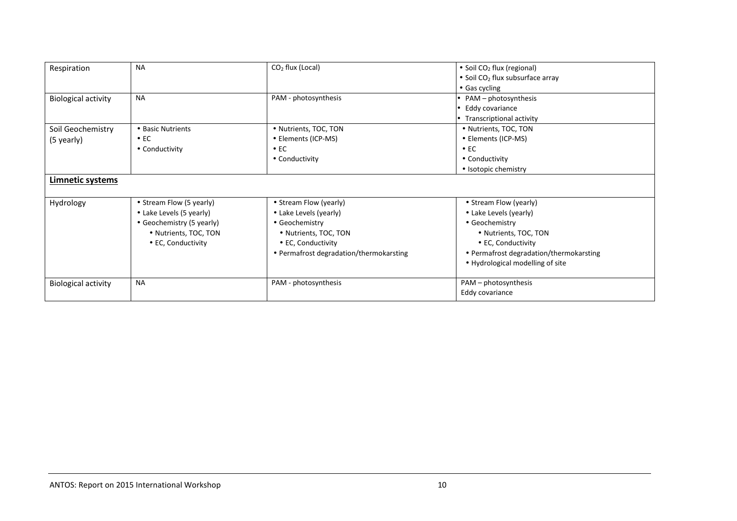| Respiration | NA | $CO_2$ flux (Local) | • Soil $CO_2$ flux (regional)<br>• Soil $CO_2$ flux subsurface array<br>• Gas cycling |
|---|---|---|---|
| Biological activity | NA | PAM - photosynthesis | • PAM – photosynthesis<br>• Eddy covariance<br>• Transcriptional activity |
| Soil Geochemistry (5 yearly) | • Basic Nutrients<br>• EC<br>• Conductivity | • Nutrients, TOC, TON<br>• Elements (ICP-MS)<br>• EC<br>• Conductivity | • Nutrients, TOC, TON<br>• Elements (ICP-MS)<br>• EC<br>• Conductivity<br>• Isotopic chemistry |
| **Limnetic systems** | | | |
| Hydrology | • Stream Flow (5 yearly)<br>• Lake Levels (5 yearly)<br>• Geochemistry (5 yearly)<br>• Nutrients, TOC, TON<br>• EC, Conductivity | • Stream Flow (yearly)<br>• Lake Levels (yearly)<br>• Geochemistry<br>• Nutrients, TOC, TON<br>• EC, Conductivity<br>• Permafrost degradation/thermokarsting | • Stream Flow (yearly)<br>• Lake Levels (yearly)<br>• Geochemistry<br>• Nutrients, TOC, TON<br>• EC, Conductivity<br>• Permafrost degradation/thermokarsting<br>• Hydrological modelling of site |
| Biological activity | NA | PAM - photosynthesis | PAM – photosynthesis<br>Eddy covariance |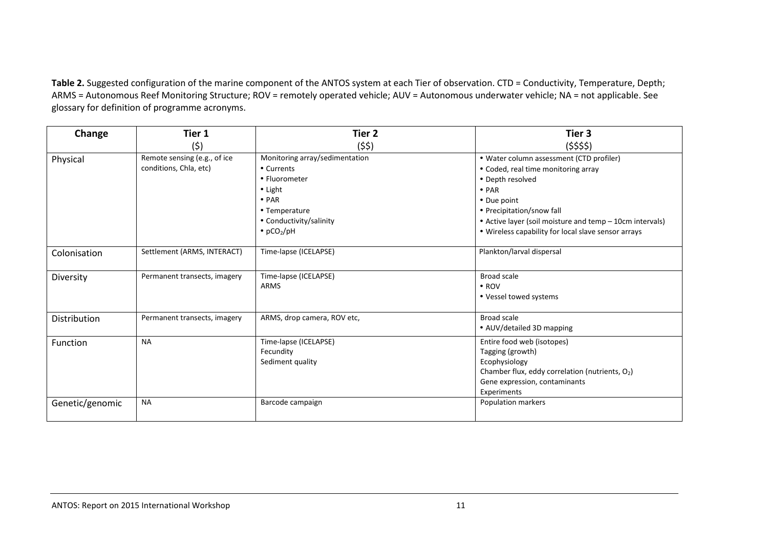**Table 2.** Suggested configuration of the marine component of the ANTOS system at each Tier of observation. CTD = Conductivity, Temperature, Depth; ARMS = Autonomous Reef Monitoring Structure; ROV = remotely operated vehicle; AUV = Autonomous underwater vehicle; NA = not applicable. See glossary for definition of programme acronyms.

| Change | Tier 1 ($) | Tier 2 ($$) | Tier 3 ($$$$) |
|---|---|---|---|
| Physical | Remote sensing (e.g., of ice conditions, Chla, etc) | Monitoring array/sedimentation<br>• Currents<br>• Fluorometer<br>• Light<br>• PAR<br>• Temperature<br>• Conductivity/salinity<br>• $pCO_2$/pH | • Water column assessment (CTD profiler)<br>• Coded, real time monitoring array<br>• Depth resolved<br>• PAR<br>• Due point<br>• Precipitation/snow fall<br>• Active layer (soil moisture and temp – 10cm intervals)<br>• Wireless capability for local slave sensor arrays |
| Colonisation | Settlement (ARMS, INTERACT) | Time-lapse (ICELAPSE) | Plankton/larval dispersal |
| Diversity | Permanent transects, imagery | Time-lapse (ICELAPSE)<br>ARMS | Broad scale<br>• ROV<br>• Vessel towed systems |
| Distribution | Permanent transects, imagery | ARMS, drop camera, ROV etc, | Broad scale<br>• AUV/detailed 3D mapping |
| Function | NA | Time-lapse (ICELAPSE)<br>Fecundity<br>Sediment quality | Entire food web (isotopes)<br>Tagging (growth)<br>Ecophysiology<br>Chamber flux, eddy correlation (nutrients, $O_2$)<br>Gene expression, contaminants<br>Experiments |
| Genetic/genomic | NA | Barcode campaign | Population markers |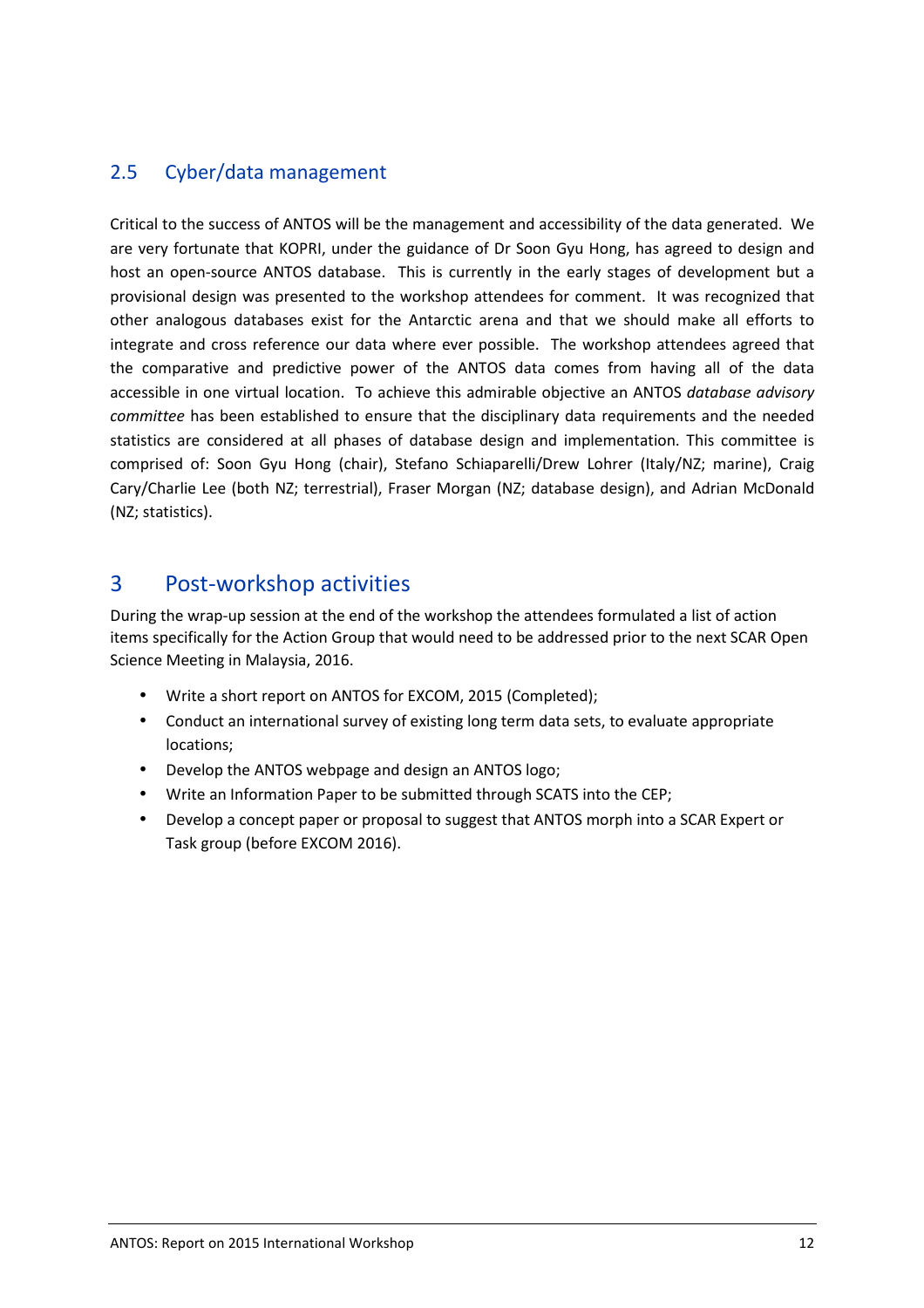## 2.5 Cyber/data management

Critical to the success of ANTOS will be the management and accessibility of the data generated. We are very fortunate that KOPRI, under the guidance of Dr Soon Gyu Hong, has agreed to design and host an open-source ANTOS database. This is currently in the early stages of development but a provisional design was presented to the workshop attendees for comment. It was recognized that other analogous databases exist for the Antarctic arena and that we should make all efforts to integrate and cross reference our data where ever possible. The workshop attendees agreed that the comparative and predictive power of the ANTOS data comes from having all of the data accessible in one virtual location. To achieve this admirable objective an ANTOS *database advisory committee* has been established to ensure that the disciplinary data requirements and the needed statistics are considered at all phases of database design and implementation. This committee is comprised of: Soon Gyu Hong (chair), Stefano Schiaparelli/Drew Lohrer (Italy/NZ; marine), Craig Cary/Charlie Lee (both NZ; terrestrial), Fraser Morgan (NZ; database design), and Adrian McDonald (NZ; statistics).

# 3 Post-workshop activities

During the wrap-up session at the end of the workshop the attendees formulated a list of action items specifically for the Action Group that would need to be addressed prior to the next SCAR Open Science Meeting in Malaysia, 2016.

- Write a short report on ANTOS for EXCOM, 2015 (Completed);
- Conduct an international survey of existing long term data sets, to evaluate appropriate locations;
- Develop the ANTOS webpage and design an ANTOS logo;
- Write an Information Paper to be submitted through SCATS into the CEP;
- Develop a concept paper or proposal to suggest that ANTOS morph into a SCAR Expert or Task group (before EXCOM 2016).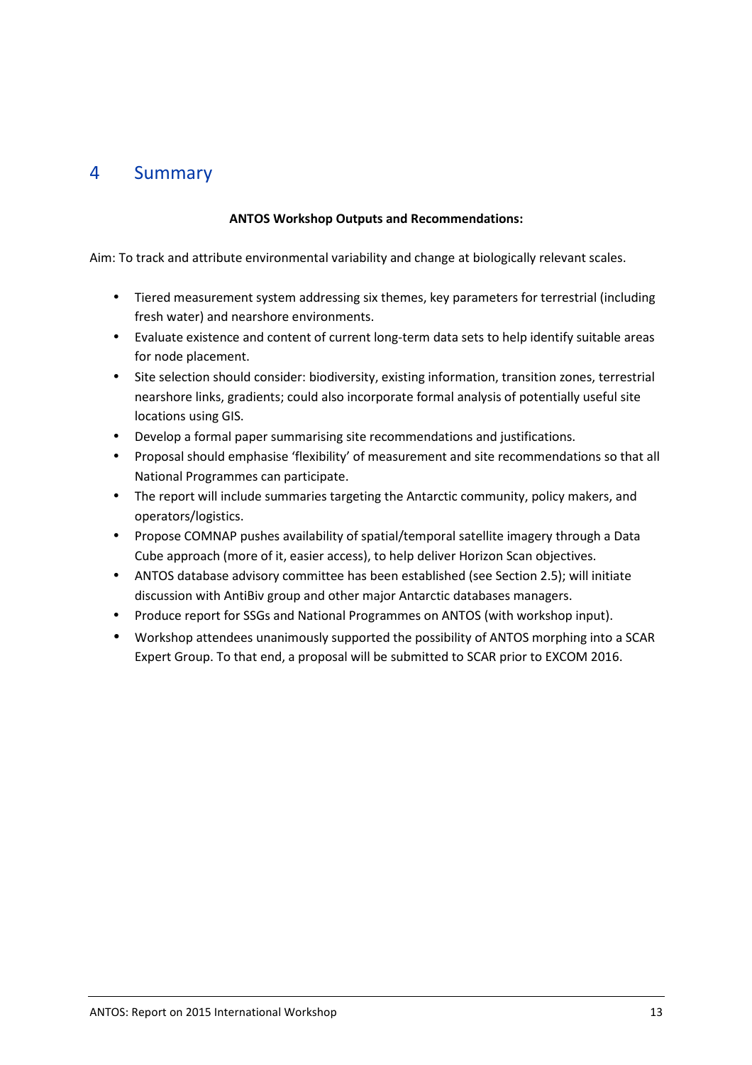# 4 Summary

**ANTOS Workshop Outputs and Recommendations:**

Aim: To track and attribute environmental variability and change at biologically relevant scales.

- Tiered measurement system addressing six themes, key parameters for terrestrial (including fresh water) and nearshore environments.
- Evaluate existence and content of current long-term data sets to help identify suitable areas for node placement.
- Site selection should consider: biodiversity, existing information, transition zones, terrestrial nearshore links, gradients; could also incorporate formal analysis of potentially useful site locations using GIS.
- Develop a formal paper summarising site recommendations and justifications.
- Proposal should emphasise 'flexibility' of measurement and site recommendations so that all National Programmes can participate.
- The report will include summaries targeting the Antarctic community, policy makers, and operators/logistics.
- Propose COMNAP pushes availability of spatial/temporal satellite imagery through a Data Cube approach (more of it, easier access), to help deliver Horizon Scan objectives.
- ANTOS database advisory committee has been established (see Section 2.5); will initiate discussion with AntiBiv group and other major Antarctic databases managers.
- Produce report for SSGs and National Programmes on ANTOS (with workshop input).
- Workshop attendees unanimously supported the possibility of ANTOS morphing into a SCAR Expert Group. To that end, a proposal will be submitted to SCAR prior to EXCOM 2016.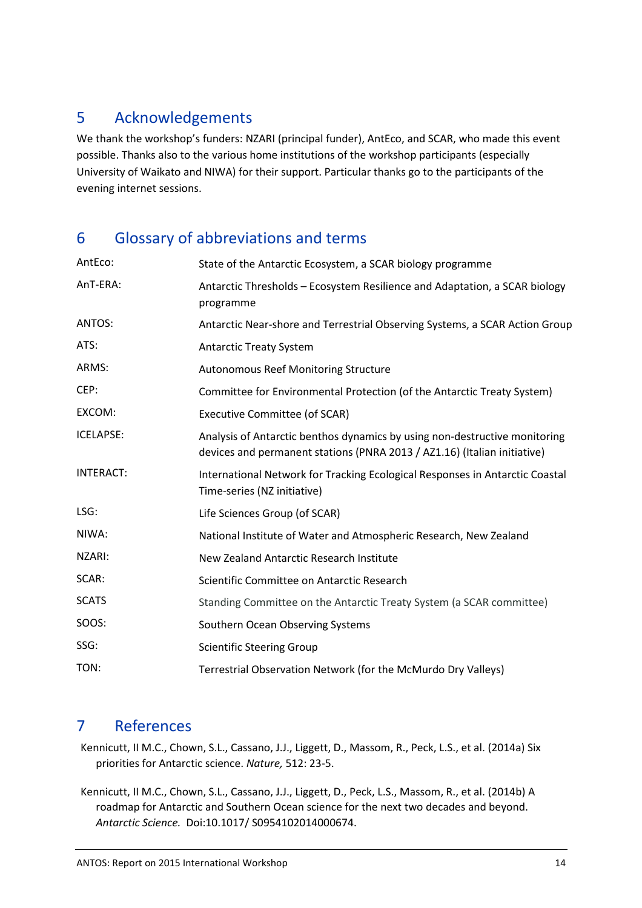## 5 Acknowledgements

We thank the workshop's funders: NZARI (principal funder), AntEco, and SCAR, who made this event possible. Thanks also to the various home institutions of the workshop participants (especially University of Waikato and NIWA) for their support. Particular thanks go to the participants of the evening internet sessions.

## 6 Glossary of abbreviations and terms

| | |
|---|---|
| AntEco: | State of the Antarctic Ecosystem, a SCAR biology programme |
| AnT-ERA: | Antarctic Thresholds – Ecosystem Resilience and Adaptation, a SCAR biology programme |
| ANTOS: | Antarctic Near-shore and Terrestrial Observing Systems, a SCAR Action Group |
| ATS: | Antarctic Treaty System |
| ARMS: | Autonomous Reef Monitoring Structure |
| CEP: | Committee for Environmental Protection (of the Antarctic Treaty System) |
| EXCOM: | Executive Committee (of SCAR) |
| ICELAPSE: | Analysis of Antarctic benthos dynamics by using non-destructive monitoring devices and permanent stations (PNRA 2013 / AZ1.16) (Italian initiative) |
| INTERACT: | International Network for Tracking Ecological Responses in Antarctic Coastal Time-series (NZ initiative) |
| LSG: | Life Sciences Group (of SCAR) |
| NIWA: | National Institute of Water and Atmospheric Research, New Zealand |
| NZARI: | New Zealand Antarctic Research Institute |
| SCAR: | Scientific Committee on Antarctic Research |
| SCATS | Standing Committee on the Antarctic Treaty System (a SCAR committee) |
| SOOS: | Southern Ocean Observing Systems |
| SSG: | Scientific Steering Group |
| TON: | Terrestrial Observation Network (for the McMurdo Dry Valleys) |

## 7 References

Kennicutt, II M.C., Chown, S.L., Cassano, J.J., Liggett, D., Massom, R., Peck, L.S., et al. (2014a) Six priorities for Antarctic science. *Nature,* 512: 23-5.

Kennicutt, II M.C., Chown, S.L., Cassano, J.J., Liggett, D., Peck, L.S., Massom, R., et al. (2014b) A roadmap for Antarctic and Southern Ocean science for the next two decades and beyond. *Antarctic Science.* Doi:10.1017/ S0954102014000674.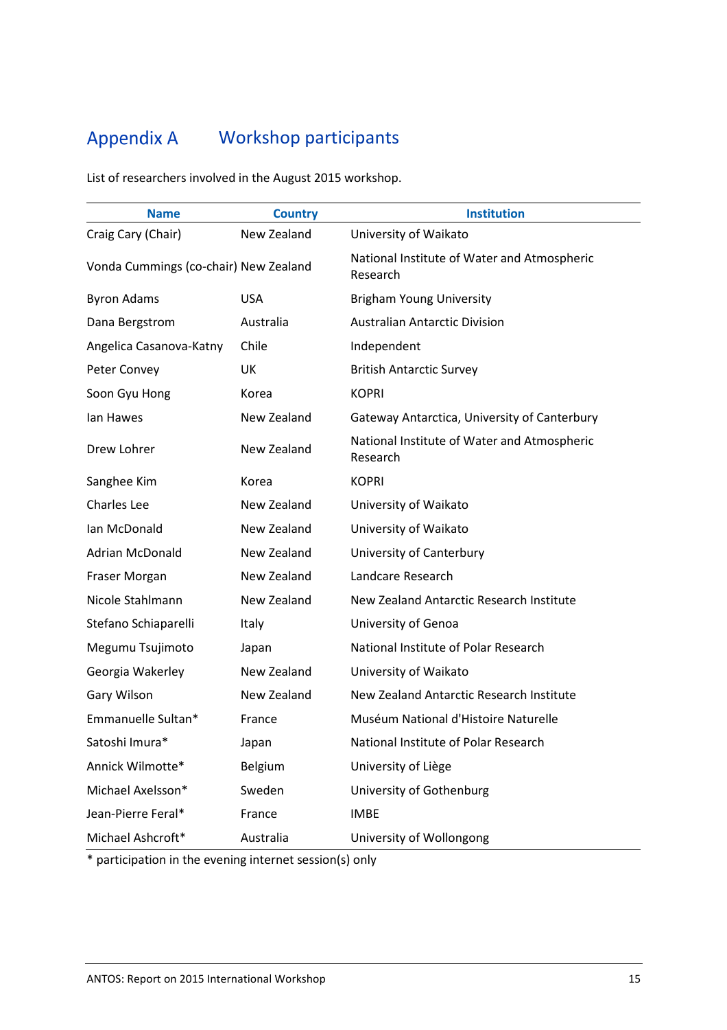# Appendix A Workshop participants

List of researchers involved in the August 2015 workshop.

| Name | Country | Institution |
|---|---|---|
| Craig Cary (Chair) | New Zealand | University of Waikato |
| Vonda Cummings (co-chair) | New Zealand | National Institute of Water and Atmospheric Research |
| Byron Adams | USA | Brigham Young University |
| Dana Bergstrom | Australia | Australian Antarctic Division |
| Angelica Casanova-Katny | Chile | Independent |
| Peter Convey | UK | British Antarctic Survey |
| Soon Gyu Hong | Korea | KOPRI |
| Ian Hawes | New Zealand | Gateway Antarctica, University of Canterbury |
| Drew Lohrer | New Zealand | National Institute of Water and Atmospheric Research |
| Sanghee Kim | Korea | KOPRI |
| Charles Lee | New Zealand | University of Waikato |
| Ian McDonald | New Zealand | University of Waikato |
| Adrian McDonald | New Zealand | University of Canterbury |
| Fraser Morgan | New Zealand | Landcare Research |
| Nicole Stahlmann | New Zealand | New Zealand Antarctic Research Institute |
| Stefano Schiaparelli | Italy | University of Genoa |
| Megumu Tsujimoto | Japan | National Institute of Polar Research |
| Georgia Wakerley | New Zealand | University of Waikato |
| Gary Wilson | New Zealand | New Zealand Antarctic Research Institute |
| Emmanuelle Sultan* | France | Muséum National d'Histoire Naturelle |
| Satoshi Imura* | Japan | National Institute of Polar Research |
| Annick Wilmotte* | Belgium | University of Liège |
| Michael Axelsson* | Sweden | University of Gothenburg |
| Jean-Pierre Feral* | France | IMBE |
| Michael Ashcroft* | Australia | University of Wollongong |

* participation in the evening internet session(s) only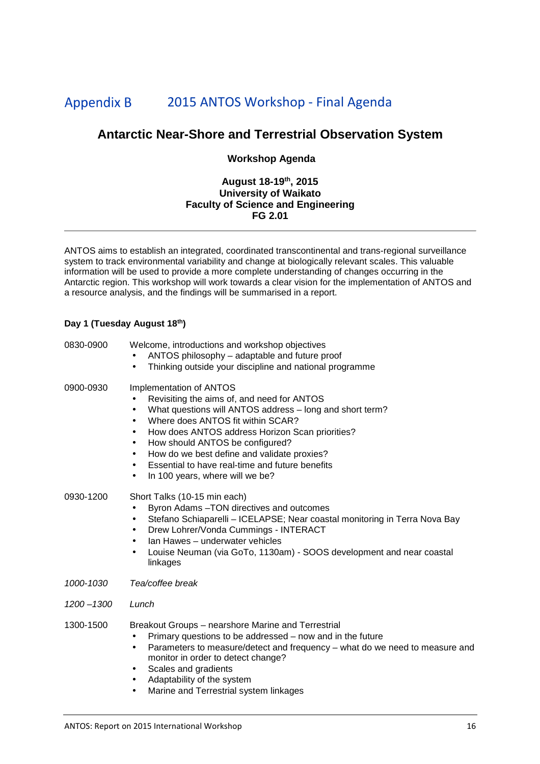# Appendix B 2015 ANTOS Workshop - Final Agenda

## Antarctic Near-Shore and Terrestrial Observation System

**Workshop Agenda**

**August 18-19th, 2015**
**University of Waikato**
**Faculty of Science and Engineering**
**FG 2.01**

---

ANTOS aims to establish an integrated, coordinated transcontinental and trans-regional surveillance system to track environmental variability and change at biologically relevant scales. This valuable information will be used to provide a more complete understanding of changes occurring in the Antarctic region. This workshop will work towards a clear vision for the implementation of ANTOS and a resource analysis, and the findings will be summarised in a report.

**Day 1 (Tuesday August 18th)**

0830-0900 Welcome, introductions and workshop objectives

- ANTOS philosophy – adaptable and future proof
- Thinking outside your discipline and national programme

0900-0930 Implementation of ANTOS

- Revisiting the aims of, and need for ANTOS
- What questions will ANTOS address – long and short term?
- Where does ANTOS fit within SCAR?
- How does ANTOS address Horizon Scan priorities?
- How should ANTOS be configured?
- How do we best define and validate proxies?
- Essential to have real-time and future benefits
- In 100 years, where will we be?

0930-1200 Short Talks (10-15 min each)

- Byron Adams –TON directives and outcomes
- Stefano Schiaparelli – ICELAPSE; Near coastal monitoring in Terra Nova Bay
- Drew Lohrer/Vonda Cummings - INTERACT
- Ian Hawes – underwater vehicles
- Louise Neuman (via GoTo, 1130am) - SOOS development and near coastal linkages

*1000-1030 Tea/coffee break*

*1200 –1300 Lunch*

1300-1500 Breakout Groups – nearshore Marine and Terrestrial

- Primary questions to be addressed – now and in the future
- Parameters to measure/detect and frequency – what do we need to measure and monitor in order to detect change?
- Scales and gradients
- Adaptability of the system
- Marine and Terrestrial system linkages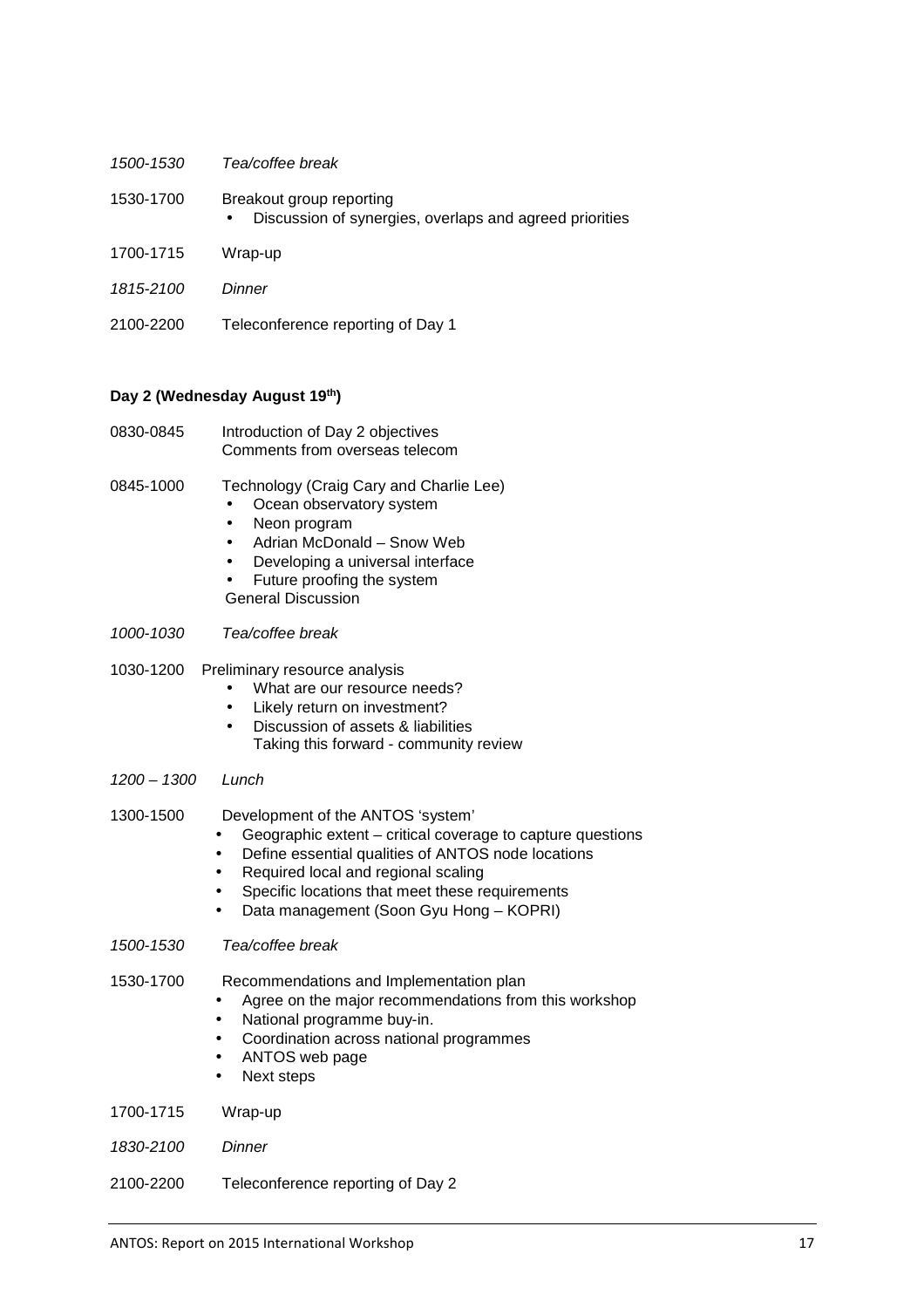*1500-1530* *Tea/coffee break*

1530-1700 Breakout group reporting

- Discussion of synergies, overlaps and agreed priorities

1700-1715 Wrap-up

*1815-2100* *Dinner*

2100-2200 Teleconference reporting of Day 1

**Day 2 (Wednesday August 19th)**

0830-0845 Introduction of Day 2 objectives
Comments from overseas telecom

0845-1000 Technology (Craig Cary and Charlie Lee)

- Ocean observatory system
- Neon program
- Adrian McDonald – Snow Web
- Developing a universal interface
- Future proofing the system

General Discussion

*1000-1030* *Tea/coffee break*

1030-1200 Preliminary resource analysis

- What are our resource needs?
- Likely return on investment?
- Discussion of assets & liabilities
  Taking this forward - community review

*1200 – 1300* *Lunch*

1300-1500 Development of the ANTOS 'system'

- Geographic extent – critical coverage to capture questions
- Define essential qualities of ANTOS node locations
- Required local and regional scaling
- Specific locations that meet these requirements
- Data management (Soon Gyu Hong – KOPRI)

*1500-1530* *Tea/coffee break*

1530-1700 Recommendations and Implementation plan

- Agree on the major recommendations from this workshop
- National programme buy-in.
- Coordination across national programmes
- ANTOS web page
- Next steps

1700-1715 Wrap-up

*1830-2100* *Dinner*

2100-2200 Teleconference reporting of Day 2